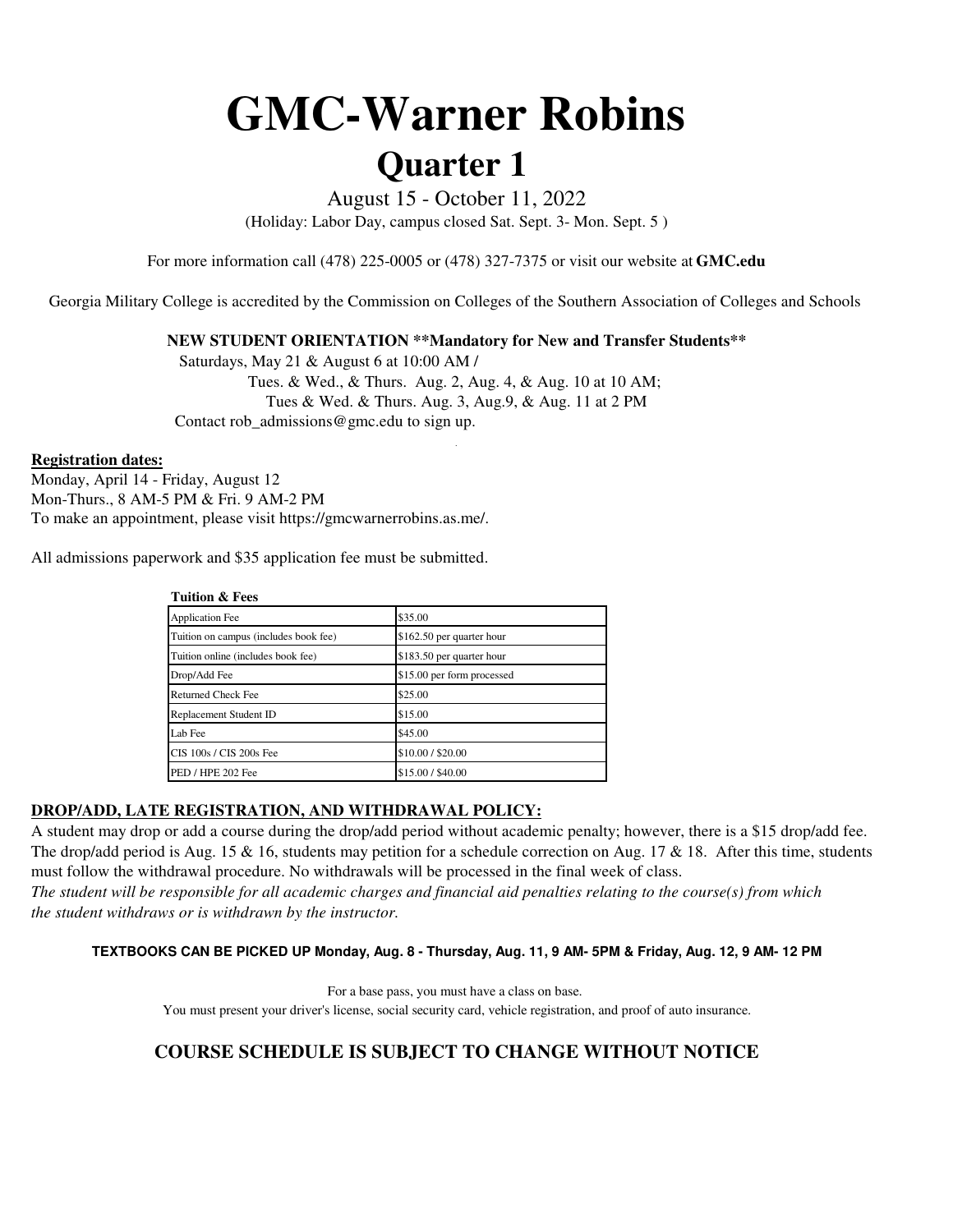# GMC-Warner Robins

## Quarter 1

August 15 - October 11, 2022

(Holiday: Labor Day, campus closed Sat. Sept. 3- Mon. Sept. 5 )

For more information call (478) 225-0005 or (478) 327-7375 or visit our website at **GMC.edu**

Georgia Military College is accredited by the Commission on Colleges of the Southern Association of Colleges and Schools

**NEW STUDENT ORIENTATION **Mandatory for New and Transfer Students****

Saturdays, May 21 & August 6 at 10:00 AM /

Tues. & Wed., & Thurs. Aug. 2, Aug. 4, & Aug. 10 at 10 AM;

Tues & Wed. & Thurs. Aug. 3, Aug.9, & Aug. 11 at 2 PM

Contact rob_admissions@gmc.edu to sign up.

**Registration dates:**

Monday, April 14 - Friday, August 12

Mon-Thurs., 8 AM-5 PM & Fri. 9 AM-2 PM

To make an appointment, please visit https://gmcwarnerrobins.as.me/.

All admissions paperwork and $35 application fee must be submitted.

**Tuition & Fees**

| | |
|---|---|
| Application Fee | $35.00 |
| Tuition on campus (includes book fee) | $162.50 per quarter hour |
| Tuition online (includes book fee) | $183.50 per quarter hour |
| Drop/Add Fee | $15.00 per form processed |
| Returned Check Fee | $25.00 |
| Replacement Student ID | $15.00 |
| Lab Fee | $45.00 |
| CIS 100s / CIS 200s Fee | $10.00 / $20.00 |
| PED / HPE 202 Fee | $15.00 / $40.00 |

**DROP/ADD, LATE REGISTRATION, AND WITHDRAWAL POLICY:**

A student may drop or add a course during the drop/add period without academic penalty; however, there is a $15 drop/add fee. The drop/add period is Aug. 15 & 16, students may petition for a schedule correction on Aug. 17 & 18. After this time, students must follow the withdrawal procedure. No withdrawals will be processed in the final week of class.

*The student will be responsible for all academic charges and financial aid penalties relating to the course(s) from which the student withdraws or is withdrawn by the instructor.*

**TEXTBOOKS CAN BE PICKED UP Monday, Aug. 8 - Thursday, Aug. 11, 9 AM- 5PM & Friday, Aug. 12, 9 AM- 12 PM**

For a base pass, you must have a class on base.

You must present your driver's license, social security card, vehicle registration, and proof of auto insurance.

## COURSE SCHEDULE IS SUBJECT TO CHANGE WITHOUT NOTICE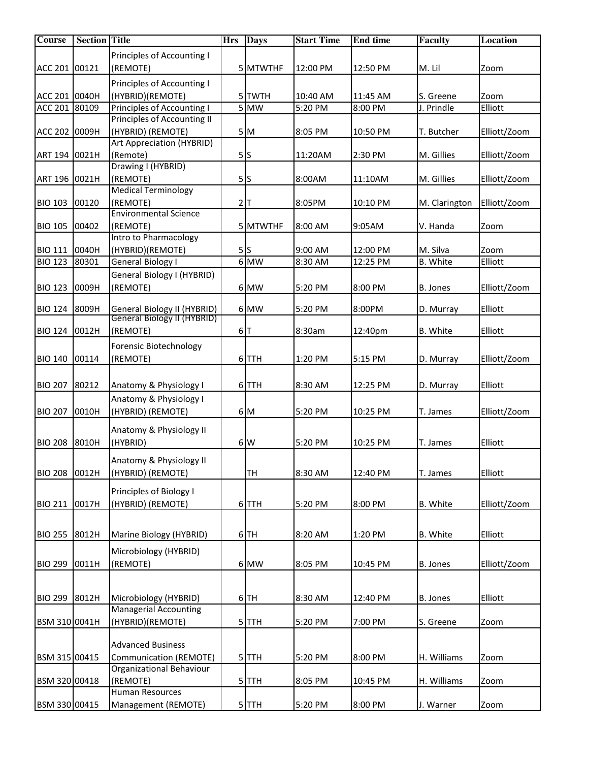| Course | Section | Title | Hrs | Days | Start Time | End time | Faculty | Location |
|---|---|---|---|---|---|---|---|---|
| ACC 201 | 00121 | Principles of Accounting I (REMOTE) | 5 | MTWTHF | 12:00 PM | 12:50 PM | M. Lil | Zoom |
| ACC 201 | 0040H | Principles of Accounting I (HYBRID)(REMOTE) | 5 | TWTH | 10:40 AM | 11:45 AM | S. Greene | Zoom |
| ACC 201 | 80109 | Principles of Accounting I | 5 | MW | 5:20 PM | 8:00 PM | J. Prindle | Elliott |
| ACC 202 | 0009H | Principles of Accounting II (HYBRID) (REMOTE) | 5 | M | 8:05 PM | 10:50 PM | T. Butcher | Elliott/Zoom |
| ART 194 | 0021H | Art Appreciation (HYBRID) (Remote) | 5 | S | 11:20AM | 2:30 PM | M. Gillies | Elliott/Zoom |
| ART 196 | 0021H | Drawing I (HYBRID) (REMOTE) | 5 | S | 8:00AM | 11:10AM | M. Gillies | Elliott/Zoom |
| BIO 103 | 00120 | Medical Terminology (REMOTE) | 2 | T | 8:05PM | 10:10 PM | M. Clarington | Elliott/Zoom |
| BIO 105 | 00402 | Environmental Science (REMOTE) | 5 | MTWTHF | 8:00 AM | 9:05AM | V. Handa | Zoom |
| BIO 111 | 0040H | Intro to Pharmacology (HYBRID)(REMOTE) | 5 | S | 9:00 AM | 12:00 PM | M. Silva | Zoom |
| BIO 123 | 80301 | General Biology I | 6 | MW | 8:30 AM | 12:25 PM | B. White | Elliott |
| BIO 123 | 0009H | General Biology I (HYBRID) (REMOTE) | 6 | MW | 5:20 PM | 8:00 PM | B. Jones | Elliott/Zoom |
| BIO 124 | 8009H | General Biology II (HYBRID) | 6 | MW | 5:20 PM | 8:00PM | D. Murray | Elliott |
| BIO 124 | 0012H | General Biology II (HYBRID) (REMOTE) | 6 | T | 8:30am | 12:40pm | B. White | Elliott |
| BIO 140 | 00114 | Forensic Biotechnology (REMOTE) | 6 | TTH | 1:20 PM | 5:15 PM | D. Murray | Elliott/Zoom |
| BIO 207 | 80212 | Anatomy & Physiology I | 6 | TTH | 8:30 AM | 12:25 PM | D. Murray | Elliott |
| BIO 207 | 0010H | Anatomy & Physiology I (HYBRID) (REMOTE) | 6 | M | 5:20 PM | 10:25 PM | T. James | Elliott/Zoom |
| BIO 208 | 8010H | Anatomy & Physiology II (HYBRID) | 6 | W | 5:20 PM | 10:25 PM | T. James | Elliott |
| BIO 208 | 0012H | Anatomy & Physiology II (HYBRID) (REMOTE) | | TH | 8:30 AM | 12:40 PM | T. James | Elliott |
| BIO 211 | 0017H | Principles of Biology I (HYBRID) (REMOTE) | 6 | TTH | 5:20 PM | 8:00 PM | B. White | Elliott/Zoom |
| BIO 255 | 8012H | Marine Biology (HYBRID) | 6 | TH | 8:20 AM | 1:20 PM | B. White | Elliott |
| BIO 299 | 0011H | Microbiology (HYBRID) (REMOTE) | 6 | MW | 8:05 PM | 10:45 PM | B. Jones | Elliott/Zoom |
| BIO 299 | 8012H | Microbiology (HYBRID) | 6 | TH | 8:30 AM | 12:40 PM | B. Jones | Elliott |
| BSM 310 | 0041H | Managerial Accounting (HYBRID)(REMOTE) | 5 | TTH | 5:20 PM | 7:00 PM | S. Greene | Zoom |
| BSM 315 | 00415 | Advanced Business Communication (REMOTE) | 5 | TTH | 5:20 PM | 8:00 PM | H. Williams | Zoom |
| BSM 320 | 00418 | Organizational Behaviour (REMOTE) | 5 | TTH | 8:05 PM | 10:45 PM | H. Williams | Zoom |
| BSM 330 | 00415 | Human Resources Management (REMOTE) | 5 | TTH | 5:20 PM | 8:00 PM | J. Warner | Zoom |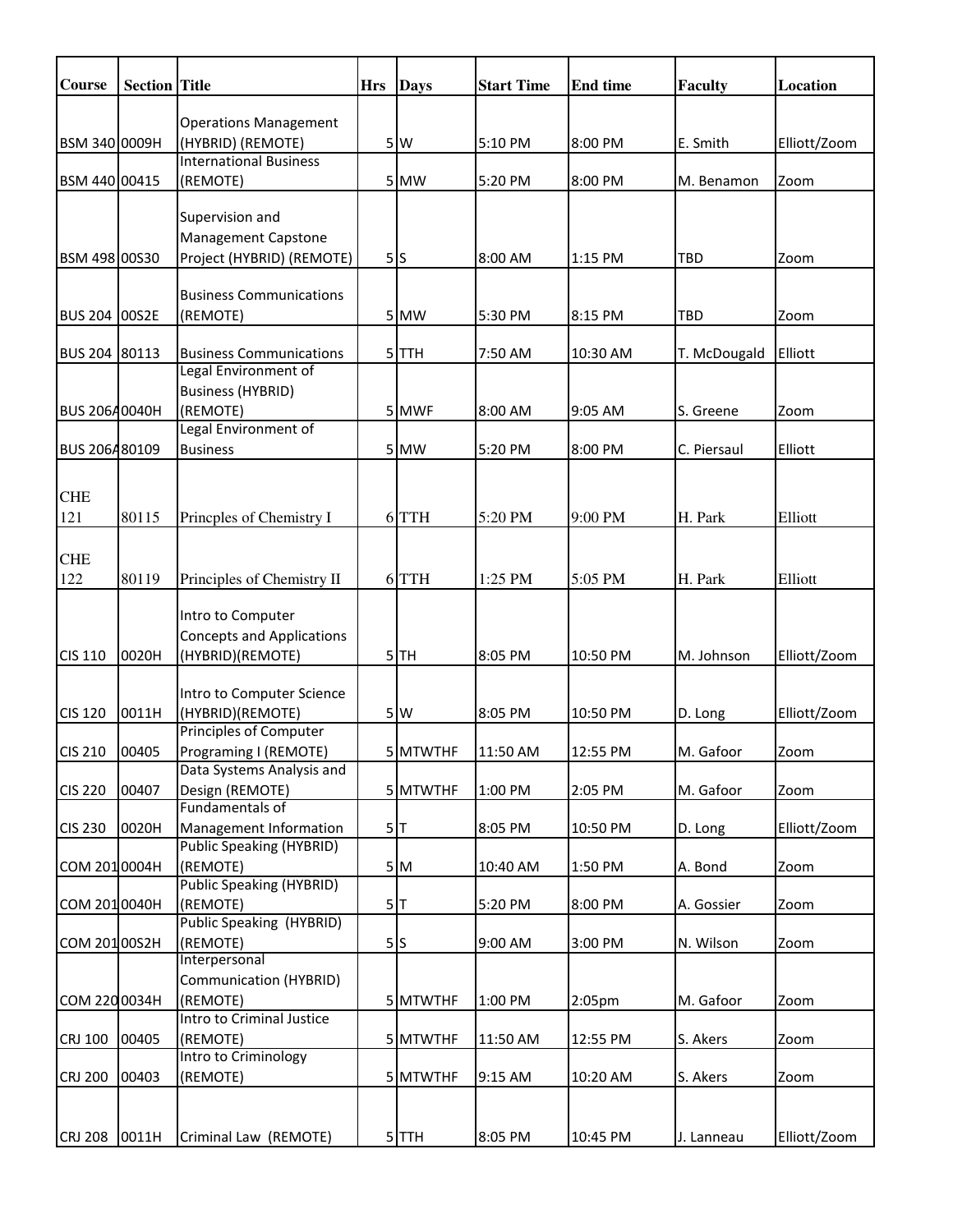| Course | Section | Title | Hrs | Days | Start Time | End time | Faculty | Location |
|---|---|---|---|---|---|---|---|---|
| BSM 340 | 0009H | Operations Management (HYBRID) (REMOTE) | 5 | W | 5:10 PM | 8:00 PM | E. Smith | Elliott/Zoom |
| BSM 440 | 00415 | International Business (REMOTE) | 5 | MW | 5:20 PM | 8:00 PM | M. Benamon | Zoom |
| BSM 498 | 00S30 | Supervision and Management Capstone Project (HYBRID) (REMOTE) | 5 | S | 8:00 AM | 1:15 PM | TBD | Zoom |
| BUS 204 | 00S2E | Business Communications (REMOTE) | 5 | MW | 5:30 PM | 8:15 PM | TBD | Zoom |
| BUS 204 | 80113 | Business Communications | 5 | TTH | 7:50 AM | 10:30 AM | T. McDougald | Elliott |
| BUS 206A | 0040H | Legal Environment of Business (HYBRID) (REMOTE) | 5 | MWF | 8:00 AM | 9:05 AM | S. Greene | Zoom |
| BUS 206A | 80109 | Legal Environment of Business | 5 | MW | 5:20 PM | 8:00 PM | C. Piersaul | Elliott |
| CHE 121 | 80115 | Princples of Chemistry I | 6 | TTH | 5:20 PM | 9:00 PM | H. Park | Elliott |
| CHE 122 | 80119 | Principles of Chemistry II | 6 | TTH | 1:25 PM | 5:05 PM | H. Park | Elliott |
| CIS 110 | 0020H | Intro to Computer Concepts and Applications (HYBRID)(REMOTE) | 5 | TH | 8:05 PM | 10:50 PM | M. Johnson | Elliott/Zoom |
| CIS 120 | 0011H | Intro to Computer Science (HYBRID)(REMOTE) | 5 | W | 8:05 PM | 10:50 PM | D. Long | Elliott/Zoom |
| CIS 210 | 00405 | Principles of Computer Programing I (REMOTE) | 5 | MTWTHF | 11:50 AM | 12:55 PM | M. Gafoor | Zoom |
| CIS 220 | 00407 | Data Systems Analysis and Design (REMOTE) | 5 | MTWTHF | 1:00 PM | 2:05 PM | M. Gafoor | Zoom |
| CIS 230 | 0020H | Fundamentals of Management Information | 5 | T | 8:05 PM | 10:50 PM | D. Long | Elliott/Zoom |
| COM 201 | 0004H | Public Speaking (HYBRID) (REMOTE) | 5 | M | 10:40 AM | 1:50 PM | A. Bond | Zoom |
| COM 201 | 0040H | Public Speaking (HYBRID) (REMOTE) | 5 | T | 5:20 PM | 8:00 PM | A. Gossier | Zoom |
| COM 201 | 00S2H | Public Speaking (HYBRID) (REMOTE) | 5 | S | 9:00 AM | 3:00 PM | N. Wilson | Zoom |
| COM 220 | 0034H | Interpersonal Communication (HYBRID) (REMOTE) | 5 | MTWTHF | 1:00 PM | 2:05pm | M. Gafoor | Zoom |
| CRJ 100 | 00405 | Intro to Criminal Justice (REMOTE) | 5 | MTWTHF | 11:50 AM | 12:55 PM | S. Akers | Zoom |
| CRJ 200 | 00403 | Intro to Criminology (REMOTE) | 5 | MTWTHF | 9:15 AM | 10:20 AM | S. Akers | Zoom |
| CRJ 208 | 0011H | Criminal Law (REMOTE) | 5 | TTH | 8:05 PM | 10:45 PM | J. Lanneau | Elliott/Zoom |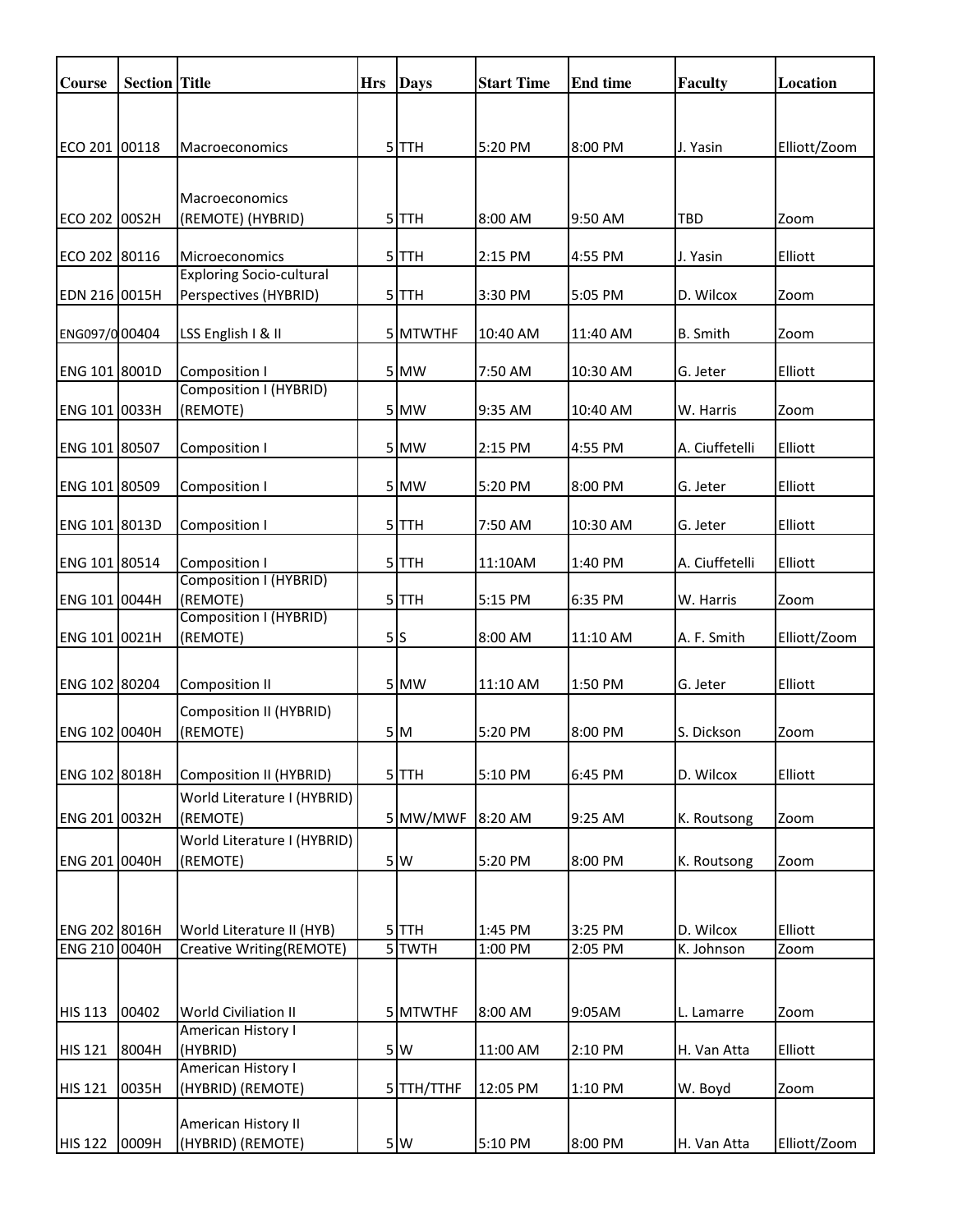| Course | Section | Title | Hrs | Days | Start Time | End time | Faculty | Location |
|---|---|---|---|---|---|---|---|---|
| ECO 201 | 00118 | Macroeconomics | 5 | TTH | 5:20 PM | 8:00 PM | J. Yasin | Elliott/Zoom |
| ECO 202 | 00S2H | Macroeconomics (REMOTE) (HYBRID) | 5 | TTH | 8:00 AM | 9:50 AM | TBD | Zoom |
| ECO 202 | 80116 | Microeconomics | 5 | TTH | 2:15 PM | 4:55 PM | J. Yasin | Elliott |
| EDN 216 | 0015H | Exploring Socio-cultural Perspectives (HYBRID) | 5 | TTH | 3:30 PM | 5:05 PM | D. Wilcox | Zoom |
| ENG097/0 | 00404 | LSS English I & II | 5 | MTWTHF | 10:40 AM | 11:40 AM | B. Smith | Zoom |
| ENG 101 | 8001D | Composition I | 5 | MW | 7:50 AM | 10:30 AM | G. Jeter | Elliott |
| ENG 101 | 0033H | Composition I (HYBRID) (REMOTE) | 5 | MW | 9:35 AM | 10:40 AM | W. Harris | Zoom |
| ENG 101 | 80507 | Composition I | 5 | MW | 2:15 PM | 4:55 PM | A. Ciuffetelli | Elliott |
| ENG 101 | 80509 | Composition I | 5 | MW | 5:20 PM | 8:00 PM | G. Jeter | Elliott |
| ENG 101 | 8013D | Composition I | 5 | TTH | 7:50 AM | 10:30 AM | G. Jeter | Elliott |
| ENG 101 | 80514 | Composition I | 5 | TTH | 11:10AM | 1:40 PM | A. Ciuffetelli | Elliott |
| ENG 101 | 0044H | Composition I (HYBRID) (REMOTE) | 5 | TTH | 5:15 PM | 6:35 PM | W. Harris | Zoom |
| ENG 101 | 0021H | Composition I (HYBRID) (REMOTE) | 5 | S | 8:00 AM | 11:10 AM | A. F. Smith | Elliott/Zoom |
| ENG 102 | 80204 | Composition II | 5 | MW | 11:10 AM | 1:50 PM | G. Jeter | Elliott |
| ENG 102 | 0040H | Composition II (HYBRID) (REMOTE) | 5 | M | 5:20 PM | 8:00 PM | S. Dickson | Zoom |
| ENG 102 | 8018H | Composition II (HYBRID) | 5 | TTH | 5:10 PM | 6:45 PM | D. Wilcox | Elliott |
| ENG 201 | 0032H | World Literature I (HYBRID) (REMOTE) | 5 | MW/MWF | 8:20 AM | 9:25 AM | K. Routsong | Zoom |
| ENG 201 | 0040H | World Literature I (HYBRID) (REMOTE) | 5 | W | 5:20 PM | 8:00 PM | K. Routsong | Zoom |
| ENG 202 | 8016H | World Literature II (HYB) | 5 | TTH | 1:45 PM | 3:25 PM | D. Wilcox | Elliott |
| ENG 210 | 0040H | Creative Writing(REMOTE) | 5 | TWTH | 1:00 PM | 2:05 PM | K. Johnson | Zoom |
| HIS 113 | 00402 | World Civiliation II | 5 | MTWTHF | 8:00 AM | 9:05AM | L. Lamarre | Zoom |
| HIS 121 | 8004H | American History I (HYBRID) | 5 | W | 11:00 AM | 2:10 PM | H. Van Atta | Elliott |
| HIS 121 | 0035H | American History I (HYBRID) (REMOTE) | 5 | TTH/TTHF | 12:05 PM | 1:10 PM | W. Boyd | Zoom |
| HIS 122 | 0009H | American History II (HYBRID) (REMOTE) | 5 | W | 5:10 PM | 8:00 PM | H. Van Atta | Elliott/Zoom |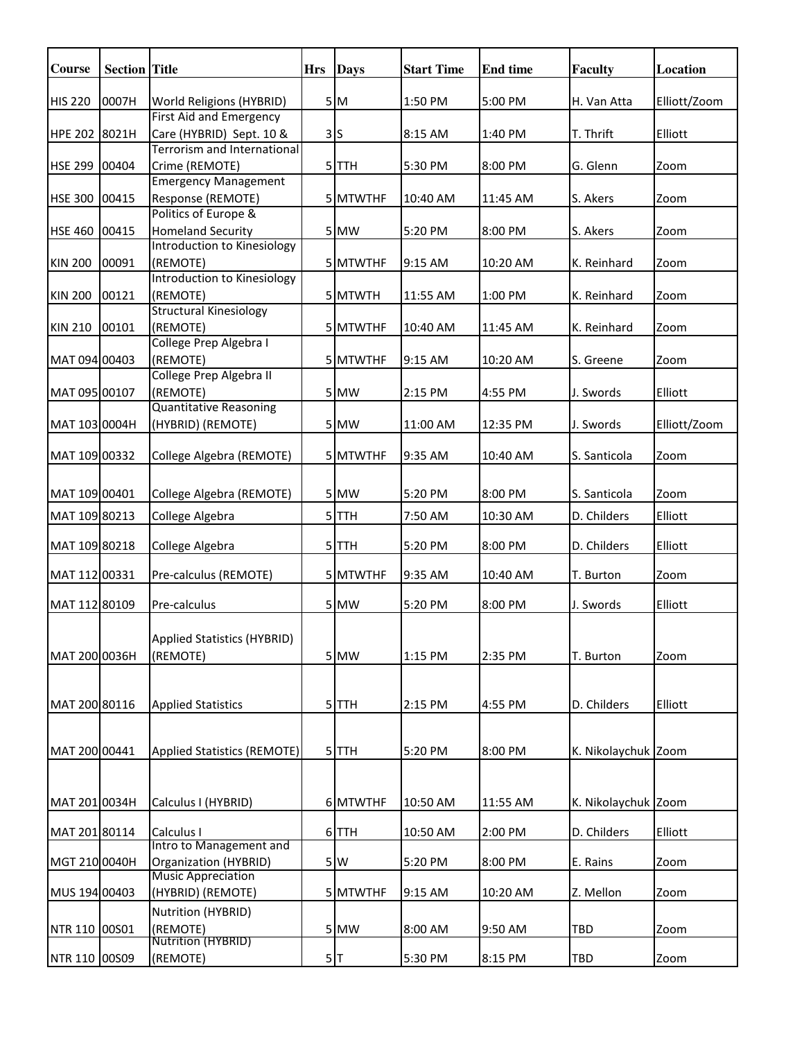| Course | Section | Title | Hrs | Days | Start Time | End time | Faculty | Location |
|---|---|---|---|---|---|---|---|---|
| HIS 220 | 0007H | World Religions (HYBRID) | 5 | M | 1:50 PM | 5:00 PM | H. Van Atta | Elliott/Zoom |
| HPE 202 | 8021H | First Aid and Emergency Care (HYBRID) Sept. 10 & | 3 | S | 8:15 AM | 1:40 PM | T. Thrift | Elliott |
| HSE 299 | 00404 | Terrorism and International Crime (REMOTE) | 5 | TTH | 5:30 PM | 8:00 PM | G. Glenn | Zoom |
| HSE 300 | 00415 | Emergency Management Response (REMOTE) | 5 | MTWTHF | 10:40 AM | 11:45 AM | S. Akers | Zoom |
| HSE 460 | 00415 | Politics of Europe & Homeland Security | 5 | MW | 5:20 PM | 8:00 PM | S. Akers | Zoom |
| KIN 200 | 00091 | Introduction to Kinesiology (REMOTE) | 5 | MTWTHF | 9:15 AM | 10:20 AM | K. Reinhard | Zoom |
| KIN 200 | 00121 | Introduction to Kinesiology (REMOTE) | 5 | MTWTH | 11:55 AM | 1:00 PM | K. Reinhard | Zoom |
| KIN 210 | 00101 | Structural Kinesiology (REMOTE) | 5 | MTWTHF | 10:40 AM | 11:45 AM | K. Reinhard | Zoom |
| MAT 094 | 00403 | College Prep Algebra I (REMOTE) | 5 | MTWTHF | 9:15 AM | 10:20 AM | S. Greene | Zoom |
| MAT 095 | 00107 | College Prep Algebra II (REMOTE) | 5 | MW | 2:15 PM | 4:55 PM | J. Swords | Elliott |
| MAT 103 | 0004H | Quantitative Reasoning (HYBRID) (REMOTE) | 5 | MW | 11:00 AM | 12:35 PM | J. Swords | Elliott/Zoom |
| MAT 109 | 00332 | College Algebra (REMOTE) | 5 | MTWTHF | 9:35 AM | 10:40 AM | S. Santicola | Zoom |
| MAT 109 | 00401 | College Algebra (REMOTE) | 5 | MW | 5:20 PM | 8:00 PM | S. Santicola | Zoom |
| MAT 109 | 80213 | College Algebra | 5 | TTH | 7:50 AM | 10:30 AM | D. Childers | Elliott |
| MAT 109 | 80218 | College Algebra | 5 | TTH | 5:20 PM | 8:00 PM | D. Childers | Elliott |
| MAT 112 | 00331 | Pre-calculus (REMOTE) | 5 | MTWTHF | 9:35 AM | 10:40 AM | T. Burton | Zoom |
| MAT 112 | 80109 | Pre-calculus | 5 | MW | 5:20 PM | 8:00 PM | J. Swords | Elliott |
| MAT 200 | 0036H | Applied Statistics (HYBRID) (REMOTE) | 5 | MW | 1:15 PM | 2:35 PM | T. Burton | Zoom |
| MAT 200 | 80116 | Applied Statistics | 5 | TTH | 2:15 PM | 4:55 PM | D. Childers | Elliott |
| MAT 200 | 00441 | Applied Statistics (REMOTE) | 5 | TTH | 5:20 PM | 8:00 PM | K. Nikolaychuk | Zoom |
| MAT 201 | 0034H | Calculus I (HYBRID) | 6 | MTWTHF | 10:50 AM | 11:55 AM | K. Nikolaychuk | Zoom |
| MAT 201 | 80114 | Calculus I | 6 | TTH | 10:50 AM | 2:00 PM | D. Childers | Elliott |
| MGT 210 | 0040H | Intro to Management and Organization (HYBRID) | 5 | W | 5:20 PM | 8:00 PM | E. Rains | Zoom |
| MUS 194 | 00403 | Music Appreciation (HYBRID) (REMOTE) | 5 | MTWTHF | 9:15 AM | 10:20 AM | Z. Mellon | Zoom |
| NTR 110 | 00S01 | Nutrition (HYBRID) (REMOTE) | 5 | MW | 8:00 AM | 9:50 AM | TBD | Zoom |
| NTR 110 | 00S09 | Nutrition (HYBRID) (REMOTE) | 5 | T | 5:30 PM | 8:15 PM | TBD | Zoom |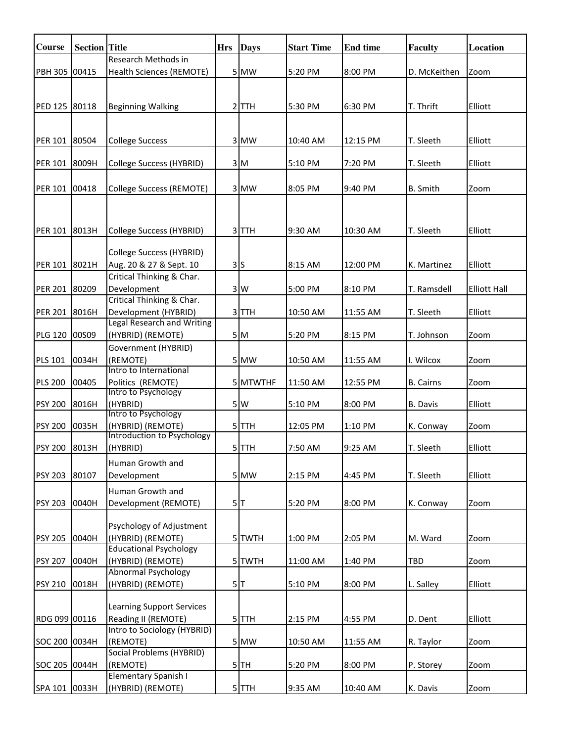| Course | Section | Title | Hrs | Days | Start Time | End time | Faculty | Location |
|---|---|---|---|---|---|---|---|---|
| PBH 305 | 00415 | Research Methods in Health Sciences (REMOTE) | 5 | MW | 5:20 PM | 8:00 PM | D. McKeithen | Zoom |
| PED 125 | 80118 | Beginning Walking | 2 | TTH | 5:30 PM | 6:30 PM | T. Thrift | Elliott |
| PER 101 | 80504 | College Success | 3 | MW | 10:40 AM | 12:15 PM | T. Sleeth | Elliott |
| PER 101 | 8009H | College Success (HYBRID) | 3 | M | 5:10 PM | 7:20 PM | T. Sleeth | Elliott |
| PER 101 | 00418 | College Success (REMOTE) | 3 | MW | 8:05 PM | 9:40 PM | B. Smith | Zoom |
| PER 101 | 8013H | College Success (HYBRID) | 3 | TTH | 9:30 AM | 10:30 AM | T. Sleeth | Elliott |
| PER 101 | 8021H | College Success (HYBRID) Aug. 20 & 27 & Sept. 10 | 3 | S | 8:15 AM | 12:00 PM | K. Martinez | Elliott |
| PER 201 | 80209 | Critical Thinking & Char. Development | 3 | W | 5:00 PM | 8:10 PM | T. Ramsdell | Elliott Hall |
| PER 201 | 8016H | Critical Thinking & Char. Development (HYBRID) | 3 | TTH | 10:50 AM | 11:55 AM | T. Sleeth | Elliott |
| PLG 120 | 00S09 | Legal Research and Writing (HYBRID) (REMOTE) | 5 | M | 5:20 PM | 8:15 PM | T. Johnson | Zoom |
| PLS 101 | 0034H | Government (HYBRID) (REMOTE) | 5 | MW | 10:50 AM | 11:55 AM | I. Wilcox | Zoom |
| PLS 200 | 00405 | Intro to International Politics (REMOTE) | 5 | MTWTHF | 11:50 AM | 12:55 PM | B. Cairns | Zoom |
| PSY 200 | 8016H | Intro to Psychology (HYBRID) | 5 | W | 5:10 PM | 8:00 PM | B. Davis | Elliott |
| PSY 200 | 0035H | Intro to Psychology (HYBRID) (REMOTE) | 5 | TTH | 12:05 PM | 1:10 PM | K. Conway | Zoom |
| PSY 200 | 8013H | Introduction to Psychology (HYBRID) | 5 | TTH | 7:50 AM | 9:25 AM | T. Sleeth | Elliott |
| PSY 203 | 80107 | Human Growth and Development | 5 | MW | 2:15 PM | 4:45 PM | T. Sleeth | Elliott |
| PSY 203 | 0040H | Human Growth and Development (REMOTE) | 5 | T | 5:20 PM | 8:00 PM | K. Conway | Zoom |
| PSY 205 | 0040H | Psychology of Adjustment (HYBRID) (REMOTE) | 5 | TWTH | 1:00 PM | 2:05 PM | M. Ward | Zoom |
| PSY 207 | 0040H | Educational Psychology (HYBRID) (REMOTE) | 5 | TWTH | 11:00 AM | 1:40 PM | TBD | Zoom |
| PSY 210 | 0018H | Abnormal Psychology (HYBRID) (REMOTE) | 5 | T | 5:10 PM | 8:00 PM | L. Salley | Elliott |
| RDG 099 | 00116 | Learning Support Services Reading II (REMOTE) | 5 | TTH | 2:15 PM | 4:55 PM | D. Dent | Elliott |
| SOC 200 | 0034H | Intro to Sociology (HYBRID) (REMOTE) | 5 | MW | 10:50 AM | 11:55 AM | R. Taylor | Zoom |
| SOC 205 | 0044H | Social Problems (HYBRID) (REMOTE) | 5 | TH | 5:20 PM | 8:00 PM | P. Storey | Zoom |
| SPA 101 | 0033H | Elementary Spanish I (HYBRID) (REMOTE) | 5 | TTH | 9:35 AM | 10:40 AM | K. Davis | Zoom |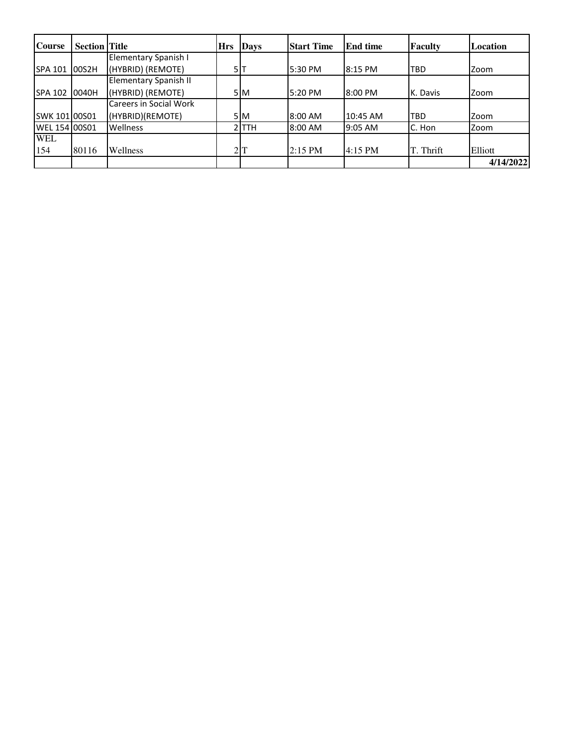| Course | Section | Title | Hrs | Days | Start Time | End time | Faculty | Location |
|---|---|---|---|---|---|---|---|---|
| SPA 101 | 00S2H | Elementary Spanish I (HYBRID) (REMOTE) | 5 | T | 5:30 PM | 8:15 PM | TBD | Zoom |
| SPA 102 | 0040H | Elementary Spanish II (HYBRID) (REMOTE) | 5 | M | 5:20 PM | 8:00 PM | K. Davis | Zoom |
| SWK 101 | 00S01 | Careers in Social Work (HYBRID)(REMOTE) | 5 | M | 8:00 AM | 10:45 AM | TBD | Zoom |
| WEL 154 | 00S01 | Wellness | 2 | TTH | 8:00 AM | 9:05 AM | C. Hon | Zoom |
| WEL 154 | 80116 | Wellness | 2 | T | 2:15 PM | 4:15 PM | T. Thrift | Elliott |
| | | | | | | | | **4/14/2022** |